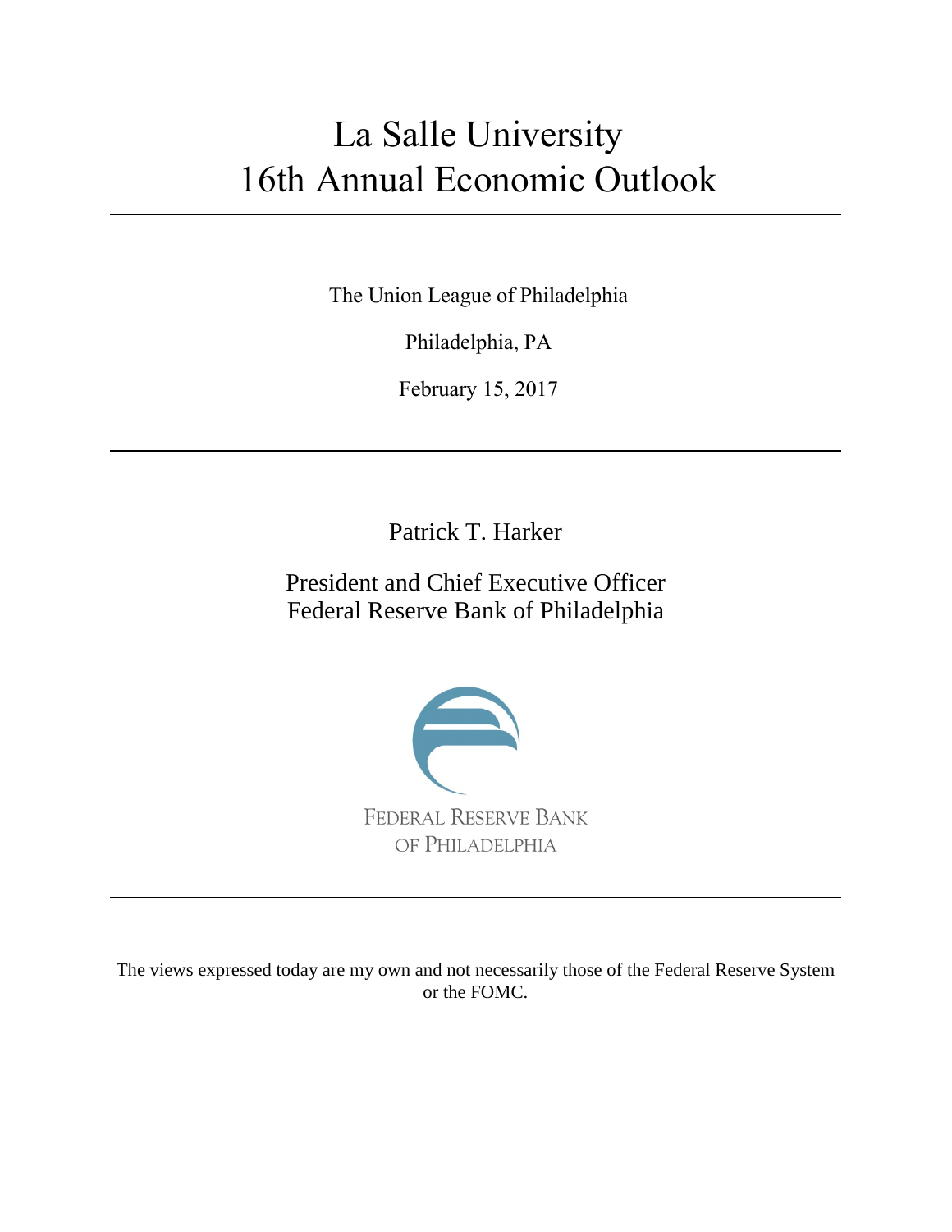# La Salle University
# 16th Annual Economic Outlook

The Union League of Philadelphia

Philadelphia, PA

February 15, 2017

---

Patrick T. Harker

President and Chief Executive Officer
Federal Reserve Bank of Philadelphia

FEDERAL RESERVE BANK
OF PHILADELPHIA

---

The views expressed today are my own and not necessarily those of the Federal Reserve System or the FOMC.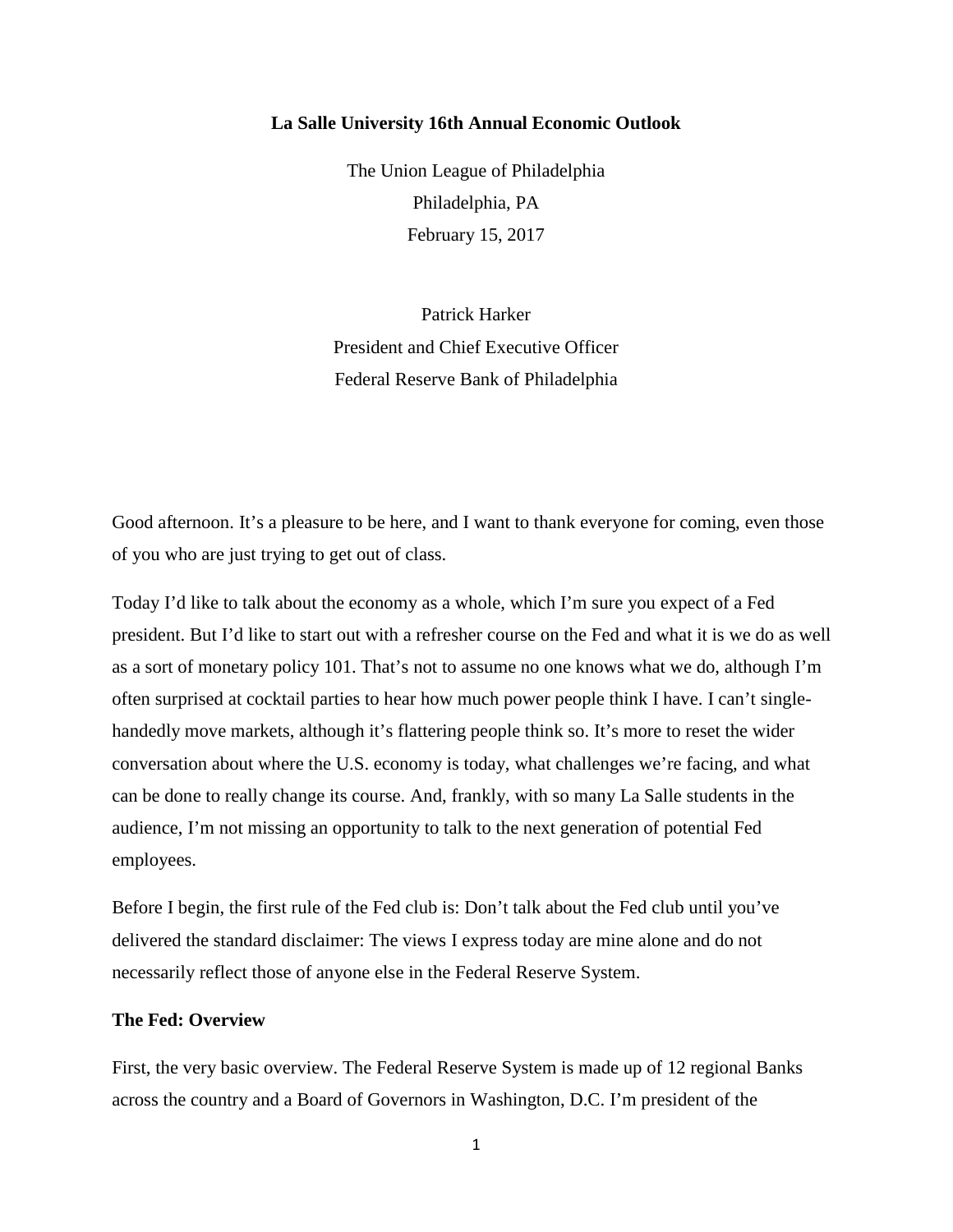**La Salle University 16th Annual Economic Outlook**

The Union League of Philadelphia
Philadelphia, PA
February 15, 2017

Patrick Harker
President and Chief Executive Officer
Federal Reserve Bank of Philadelphia

Good afternoon. It's a pleasure to be here, and I want to thank everyone for coming, even those of you who are just trying to get out of class.

Today I'd like to talk about the economy as a whole, which I'm sure you expect of a Fed president. But I'd like to start out with a refresher course on the Fed and what it is we do as well as a sort of monetary policy 101. That's not to assume no one knows what we do, although I'm often surprised at cocktail parties to hear how much power people think I have. I can't single-handedly move markets, although it's flattering people think so. It's more to reset the wider conversation about where the U.S. economy is today, what challenges we're facing, and what can be done to really change its course. And, frankly, with so many La Salle students in the audience, I'm not missing an opportunity to talk to the next generation of potential Fed employees.

Before I begin, the first rule of the Fed club is: Don't talk about the Fed club until you've delivered the standard disclaimer: The views I express today are mine alone and do not necessarily reflect those of anyone else in the Federal Reserve System.

**The Fed: Overview**

First, the very basic overview. The Federal Reserve System is made up of 12 regional Banks across the country and a Board of Governors in Washington, D.C. I'm president of the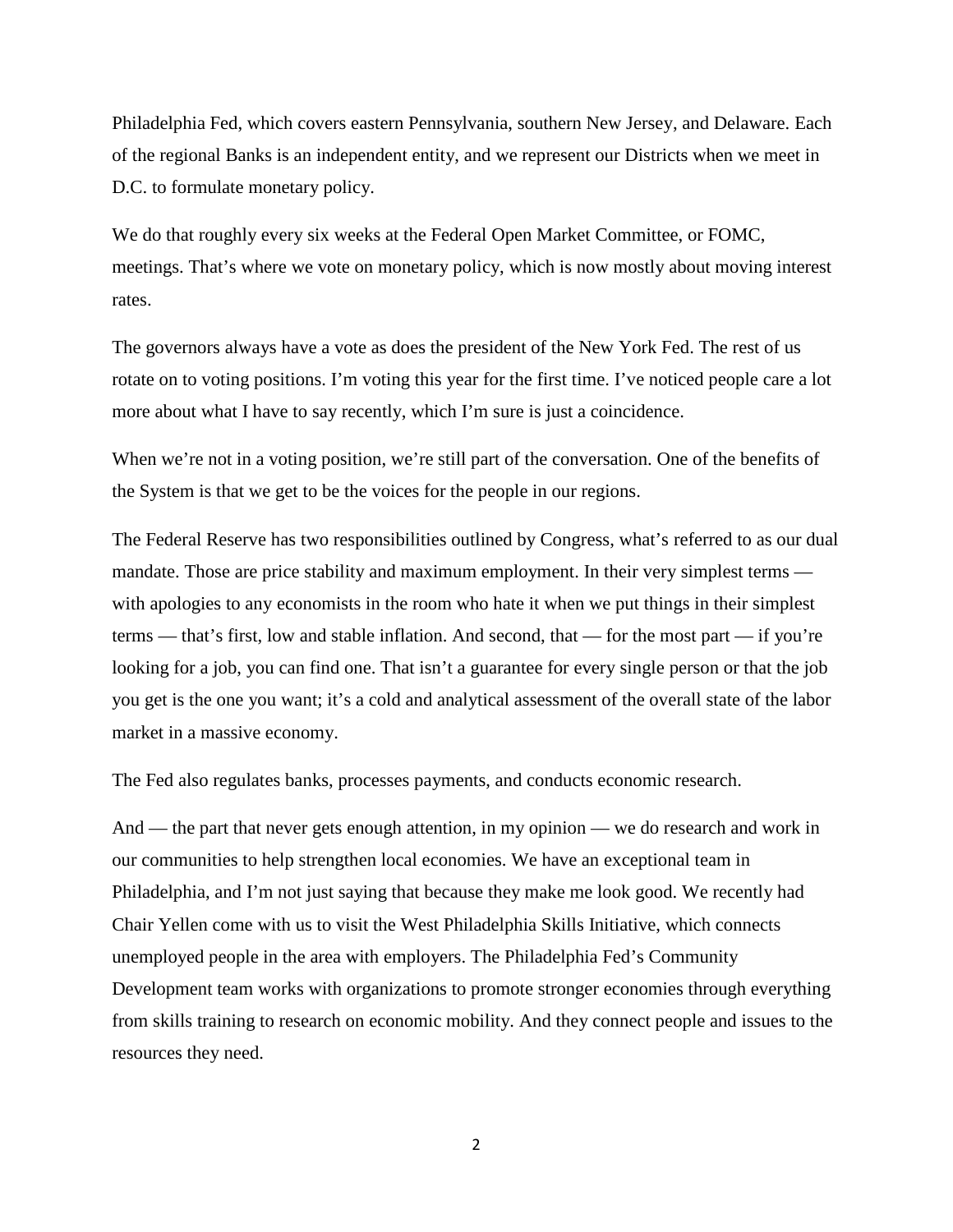Philadelphia Fed, which covers eastern Pennsylvania, southern New Jersey, and Delaware. Each of the regional Banks is an independent entity, and we represent our Districts when we meet in D.C. to formulate monetary policy.

We do that roughly every six weeks at the Federal Open Market Committee, or FOMC, meetings. That's where we vote on monetary policy, which is now mostly about moving interest rates.

The governors always have a vote as does the president of the New York Fed. The rest of us rotate on to voting positions. I'm voting this year for the first time. I've noticed people care a lot more about what I have to say recently, which I'm sure is just a coincidence.

When we're not in a voting position, we're still part of the conversation. One of the benefits of the System is that we get to be the voices for the people in our regions.

The Federal Reserve has two responsibilities outlined by Congress, what's referred to as our dual mandate. Those are price stability and maximum employment. In their very simplest terms — with apologies to any economists in the room who hate it when we put things in their simplest terms — that's first, low and stable inflation. And second, that — for the most part — if you're looking for a job, you can find one. That isn't a guarantee for every single person or that the job you get is the one you want; it's a cold and analytical assessment of the overall state of the labor market in a massive economy.

The Fed also regulates banks, processes payments, and conducts economic research.

And — the part that never gets enough attention, in my opinion — we do research and work in our communities to help strengthen local economies. We have an exceptional team in Philadelphia, and I'm not just saying that because they make me look good. We recently had Chair Yellen come with us to visit the West Philadelphia Skills Initiative, which connects unemployed people in the area with employers. The Philadelphia Fed's Community Development team works with organizations to promote stronger economies through everything from skills training to research on economic mobility. And they connect people and issues to the resources they need.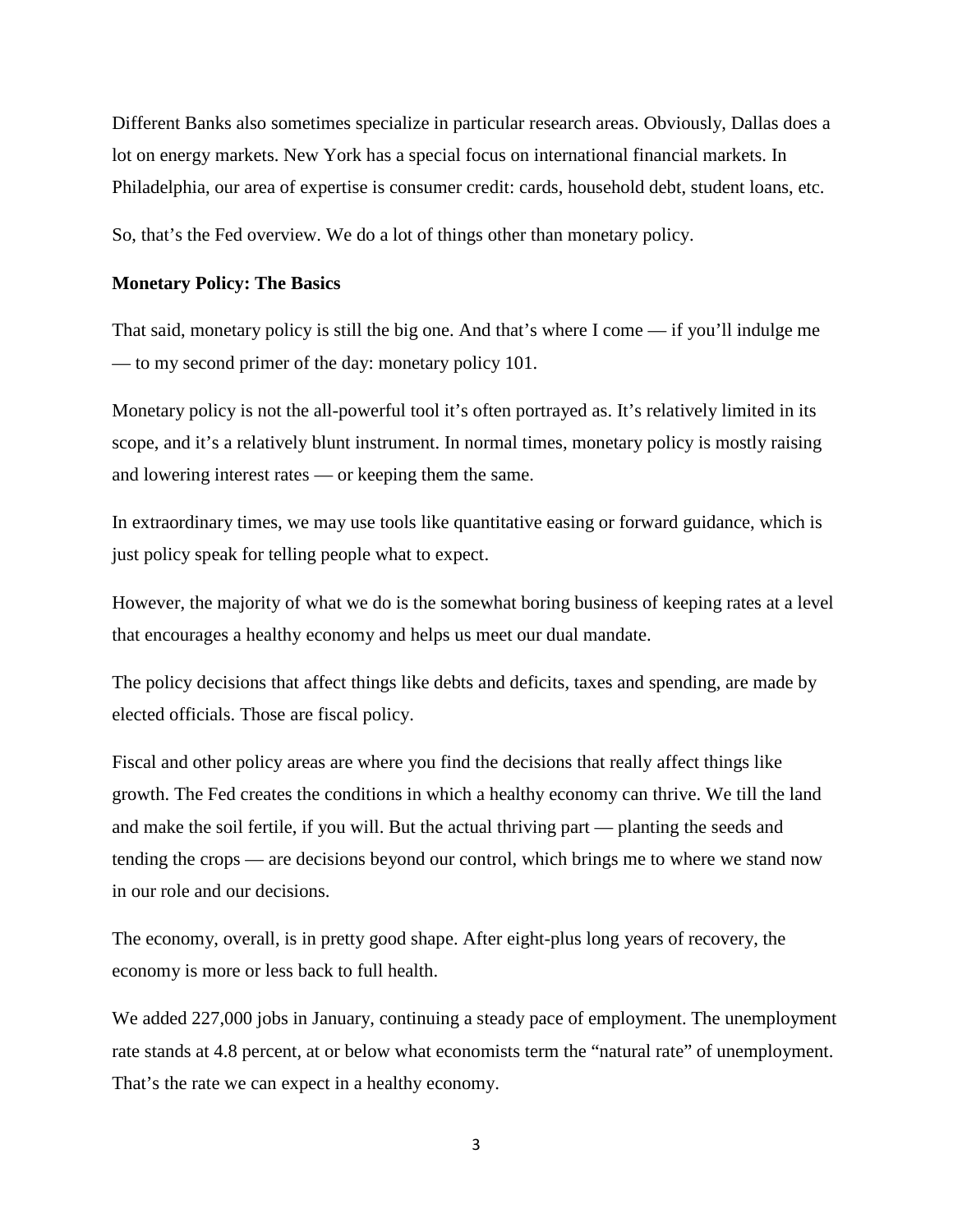Different Banks also sometimes specialize in particular research areas. Obviously, Dallas does a lot on energy markets. New York has a special focus on international financial markets. In Philadelphia, our area of expertise is consumer credit: cards, household debt, student loans, etc.

So, that's the Fed overview. We do a lot of things other than monetary policy.

**Monetary Policy: The Basics**

That said, monetary policy is still the big one. And that's where I come — if you'll indulge me — to my second primer of the day: monetary policy 101.

Monetary policy is not the all-powerful tool it's often portrayed as. It's relatively limited in its scope, and it's a relatively blunt instrument. In normal times, monetary policy is mostly raising and lowering interest rates — or keeping them the same.

In extraordinary times, we may use tools like quantitative easing or forward guidance, which is just policy speak for telling people what to expect.

However, the majority of what we do is the somewhat boring business of keeping rates at a level that encourages a healthy economy and helps us meet our dual mandate.

The policy decisions that affect things like debts and deficits, taxes and spending, are made by elected officials. Those are fiscal policy.

Fiscal and other policy areas are where you find the decisions that really affect things like growth. The Fed creates the conditions in which a healthy economy can thrive. We till the land and make the soil fertile, if you will. But the actual thriving part — planting the seeds and tending the crops — are decisions beyond our control, which brings me to where we stand now in our role and our decisions.

The economy, overall, is in pretty good shape. After eight-plus long years of recovery, the economy is more or less back to full health.

We added 227,000 jobs in January, continuing a steady pace of employment. The unemployment rate stands at 4.8 percent, at or below what economists term the "natural rate" of unemployment. That's the rate we can expect in a healthy economy.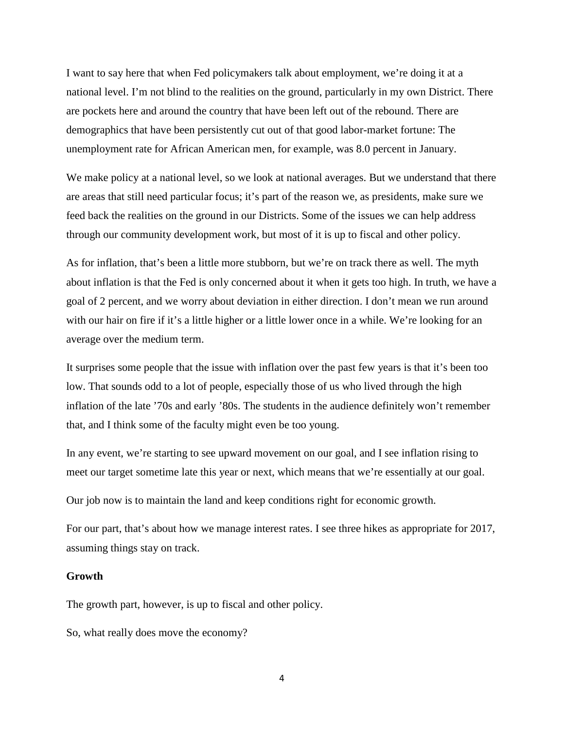I want to say here that when Fed policymakers talk about employment, we're doing it at a national level. I'm not blind to the realities on the ground, particularly in my own District. There are pockets here and around the country that have been left out of the rebound. There are demographics that have been persistently cut out of that good labor-market fortune: The unemployment rate for African American men, for example, was 8.0 percent in January.

We make policy at a national level, so we look at national averages. But we understand that there are areas that still need particular focus; it's part of the reason we, as presidents, make sure we feed back the realities on the ground in our Districts. Some of the issues we can help address through our community development work, but most of it is up to fiscal and other policy.

As for inflation, that's been a little more stubborn, but we're on track there as well. The myth about inflation is that the Fed is only concerned about it when it gets too high. In truth, we have a goal of 2 percent, and we worry about deviation in either direction. I don't mean we run around with our hair on fire if it's a little higher or a little lower once in a while. We're looking for an average over the medium term.

It surprises some people that the issue with inflation over the past few years is that it's been too low. That sounds odd to a lot of people, especially those of us who lived through the high inflation of the late '70s and early '80s. The students in the audience definitely won't remember that, and I think some of the faculty might even be too young.

In any event, we're starting to see upward movement on our goal, and I see inflation rising to meet our target sometime late this year or next, which means that we're essentially at our goal.

Our job now is to maintain the land and keep conditions right for economic growth.

For our part, that's about how we manage interest rates. I see three hikes as appropriate for 2017, assuming things stay on track.

**Growth**

The growth part, however, is up to fiscal and other policy.

So, what really does move the economy?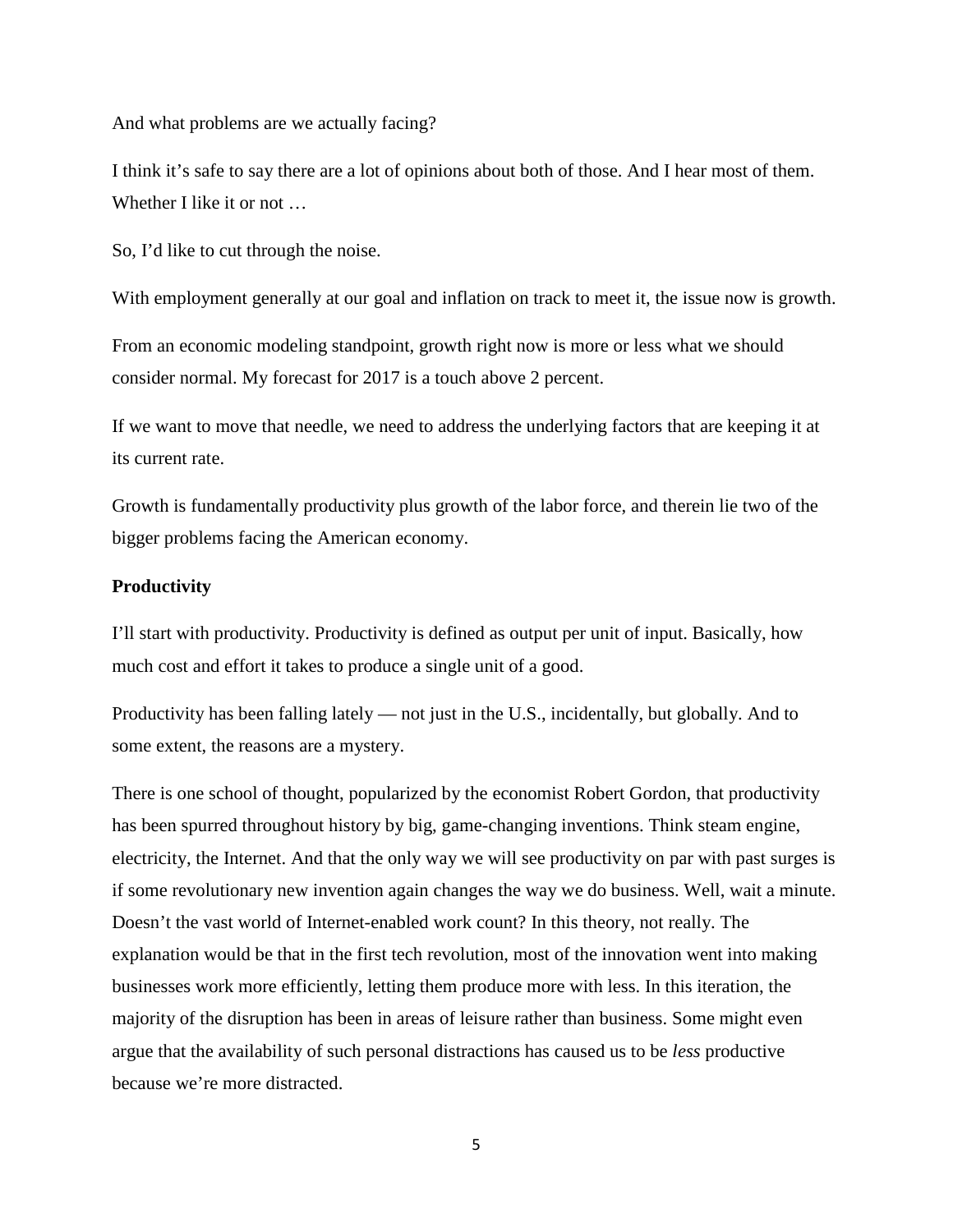And what problems are we actually facing?

I think it's safe to say there are a lot of opinions about both of those. And I hear most of them. Whether I like it or not …

So, I'd like to cut through the noise.

With employment generally at our goal and inflation on track to meet it, the issue now is growth.

From an economic modeling standpoint, growth right now is more or less what we should consider normal. My forecast for 2017 is a touch above 2 percent.

If we want to move that needle, we need to address the underlying factors that are keeping it at its current rate.

Growth is fundamentally productivity plus growth of the labor force, and therein lie two of the bigger problems facing the American economy.

**Productivity**

I'll start with productivity. Productivity is defined as output per unit of input. Basically, how much cost and effort it takes to produce a single unit of a good.

Productivity has been falling lately — not just in the U.S., incidentally, but globally. And to some extent, the reasons are a mystery.

There is one school of thought, popularized by the economist Robert Gordon, that productivity has been spurred throughout history by big, game-changing inventions. Think steam engine, electricity, the Internet. And that the only way we will see productivity on par with past surges is if some revolutionary new invention again changes the way we do business. Well, wait a minute. Doesn't the vast world of Internet-enabled work count? In this theory, not really. The explanation would be that in the first tech revolution, most of the innovation went into making businesses work more efficiently, letting them produce more with less. In this iteration, the majority of the disruption has been in areas of leisure rather than business. Some might even argue that the availability of such personal distractions has caused us to be *less* productive because we're more distracted.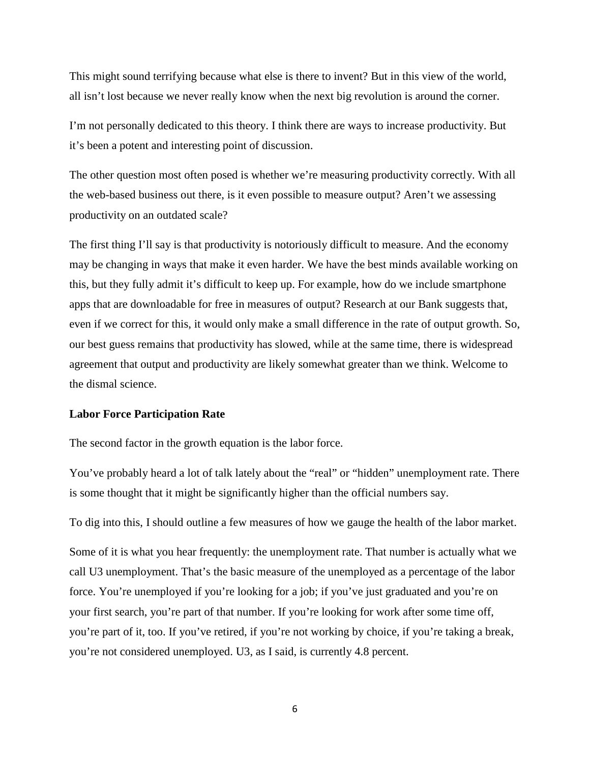This might sound terrifying because what else is there to invent? But in this view of the world, all isn't lost because we never really know when the next big revolution is around the corner.

I'm not personally dedicated to this theory. I think there are ways to increase productivity. But it's been a potent and interesting point of discussion.

The other question most often posed is whether we're measuring productivity correctly. With all the web-based business out there, is it even possible to measure output? Aren't we assessing productivity on an outdated scale?

The first thing I'll say is that productivity is notoriously difficult to measure. And the economy may be changing in ways that make it even harder. We have the best minds available working on this, but they fully admit it's difficult to keep up. For example, how do we include smartphone apps that are downloadable for free in measures of output? Research at our Bank suggests that, even if we correct for this, it would only make a small difference in the rate of output growth. So, our best guess remains that productivity has slowed, while at the same time, there is widespread agreement that output and productivity are likely somewhat greater than we think. Welcome to the dismal science.

**Labor Force Participation Rate**

The second factor in the growth equation is the labor force.

You've probably heard a lot of talk lately about the "real" or "hidden" unemployment rate. There is some thought that it might be significantly higher than the official numbers say.

To dig into this, I should outline a few measures of how we gauge the health of the labor market.

Some of it is what you hear frequently: the unemployment rate. That number is actually what we call U3 unemployment. That's the basic measure of the unemployed as a percentage of the labor force. You're unemployed if you're looking for a job; if you've just graduated and you're on your first search, you're part of that number. If you're looking for work after some time off, you're part of it, too. If you've retired, if you're not working by choice, if you're taking a break, you're not considered unemployed. U3, as I said, is currently 4.8 percent.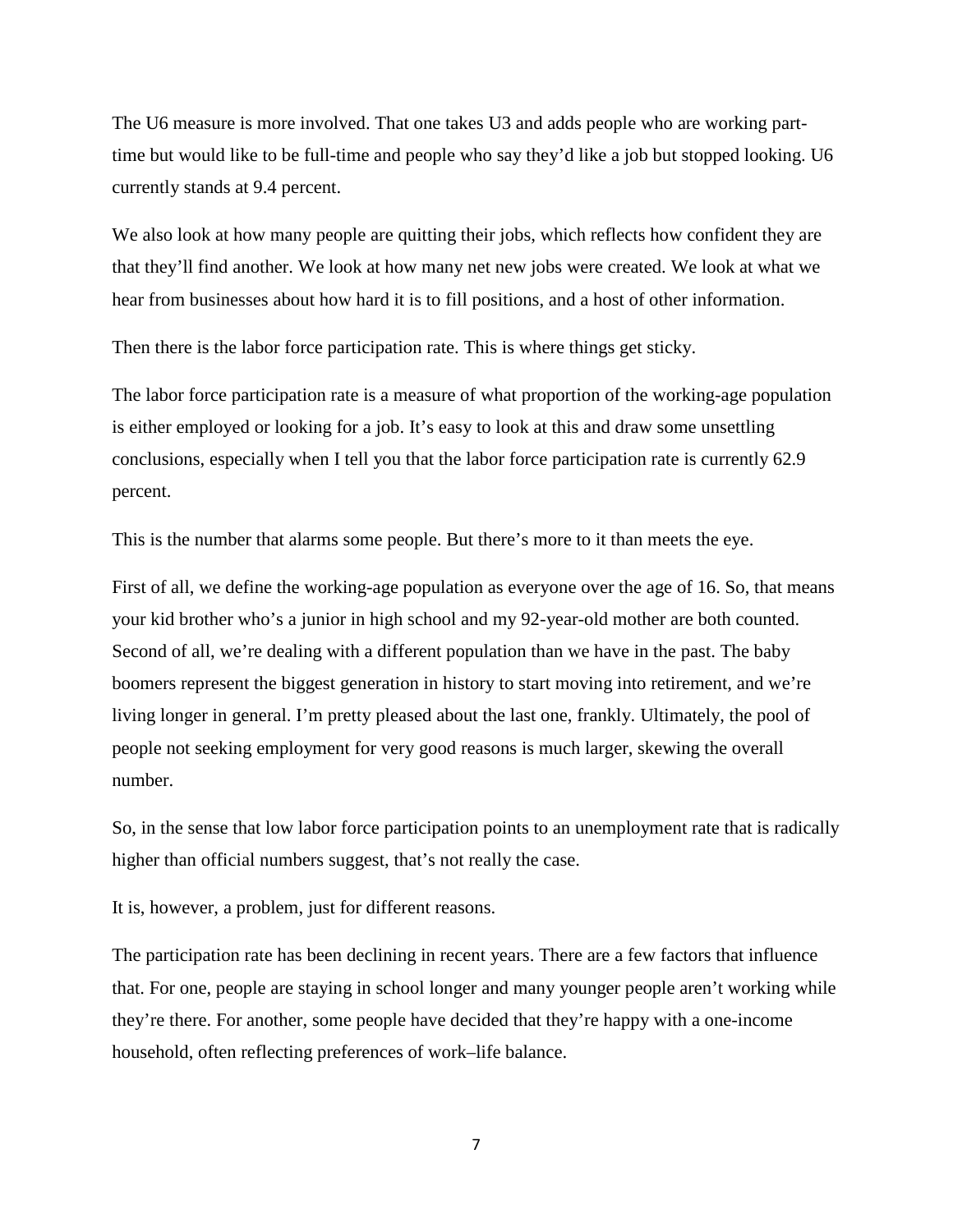The U6 measure is more involved. That one takes U3 and adds people who are working part-time but would like to be full-time and people who say they'd like a job but stopped looking. U6 currently stands at 9.4 percent.

We also look at how many people are quitting their jobs, which reflects how confident they are that they'll find another. We look at how many net new jobs were created. We look at what we hear from businesses about how hard it is to fill positions, and a host of other information.

Then there is the labor force participation rate. This is where things get sticky.

The labor force participation rate is a measure of what proportion of the working-age population is either employed or looking for a job. It's easy to look at this and draw some unsettling conclusions, especially when I tell you that the labor force participation rate is currently 62.9 percent.

This is the number that alarms some people. But there's more to it than meets the eye.

First of all, we define the working-age population as everyone over the age of 16. So, that means your kid brother who's a junior in high school and my 92-year-old mother are both counted. Second of all, we're dealing with a different population than we have in the past. The baby boomers represent the biggest generation in history to start moving into retirement, and we're living longer in general. I'm pretty pleased about the last one, frankly. Ultimately, the pool of people not seeking employment for very good reasons is much larger, skewing the overall number.

So, in the sense that low labor force participation points to an unemployment rate that is radically higher than official numbers suggest, that's not really the case.

It is, however, a problem, just for different reasons.

The participation rate has been declining in recent years. There are a few factors that influence that. For one, people are staying in school longer and many younger people aren't working while they're there. For another, some people have decided that they're happy with a one-income household, often reflecting preferences of work–life balance.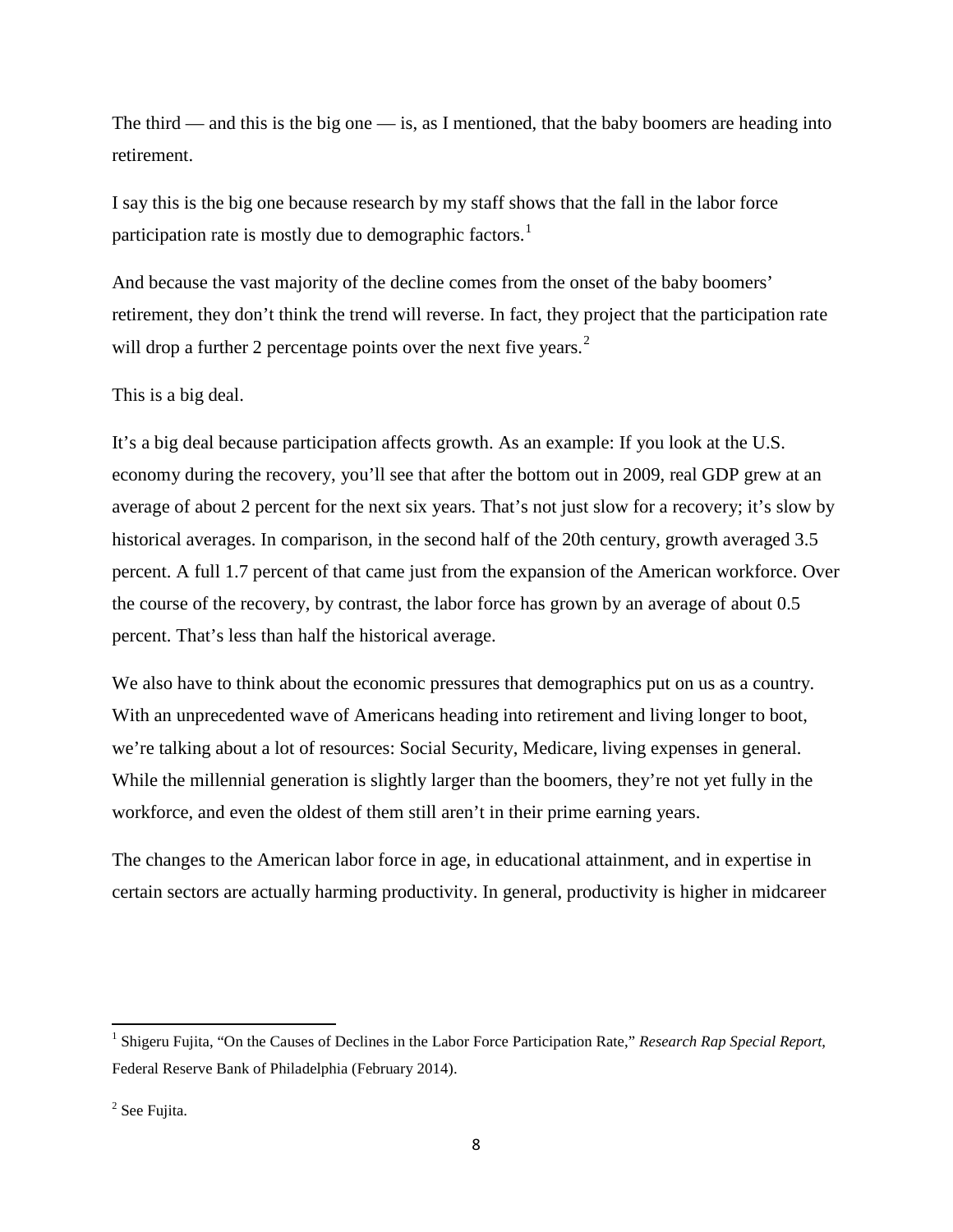The third — and this is the big one — is, as I mentioned, that the baby boomers are heading into retirement.

I say this is the big one because research by my staff shows that the fall in the labor force participation rate is mostly due to demographic factors.[1]

And because the vast majority of the decline comes from the onset of the baby boomers' retirement, they don't think the trend will reverse. In fact, they project that the participation rate will drop a further 2 percentage points over the next five years.[2]

This is a big deal.

It's a big deal because participation affects growth. As an example: If you look at the U.S. economy during the recovery, you'll see that after the bottom out in 2009, real GDP grew at an average of about 2 percent for the next six years. That's not just slow for a recovery; it's slow by historical averages. In comparison, in the second half of the 20th century, growth averaged 3.5 percent. A full 1.7 percent of that came just from the expansion of the American workforce. Over the course of the recovery, by contrast, the labor force has grown by an average of about 0.5 percent. That's less than half the historical average.

We also have to think about the economic pressures that demographics put on us as a country. With an unprecedented wave of Americans heading into retirement and living longer to boot, we're talking about a lot of resources: Social Security, Medicare, living expenses in general. While the millennial generation is slightly larger than the boomers, they're not yet fully in the workforce, and even the oldest of them still aren't in their prime earning years.

The changes to the American labor force in age, in educational attainment, and in expertise in certain sectors are actually harming productivity. In general, productivity is higher in midcareer

---

[1] Shigeru Fujita, "On the Causes of Declines in the Labor Force Participation Rate," *Research Rap Special Report*, Federal Reserve Bank of Philadelphia (February 2014).

[2] See Fujita.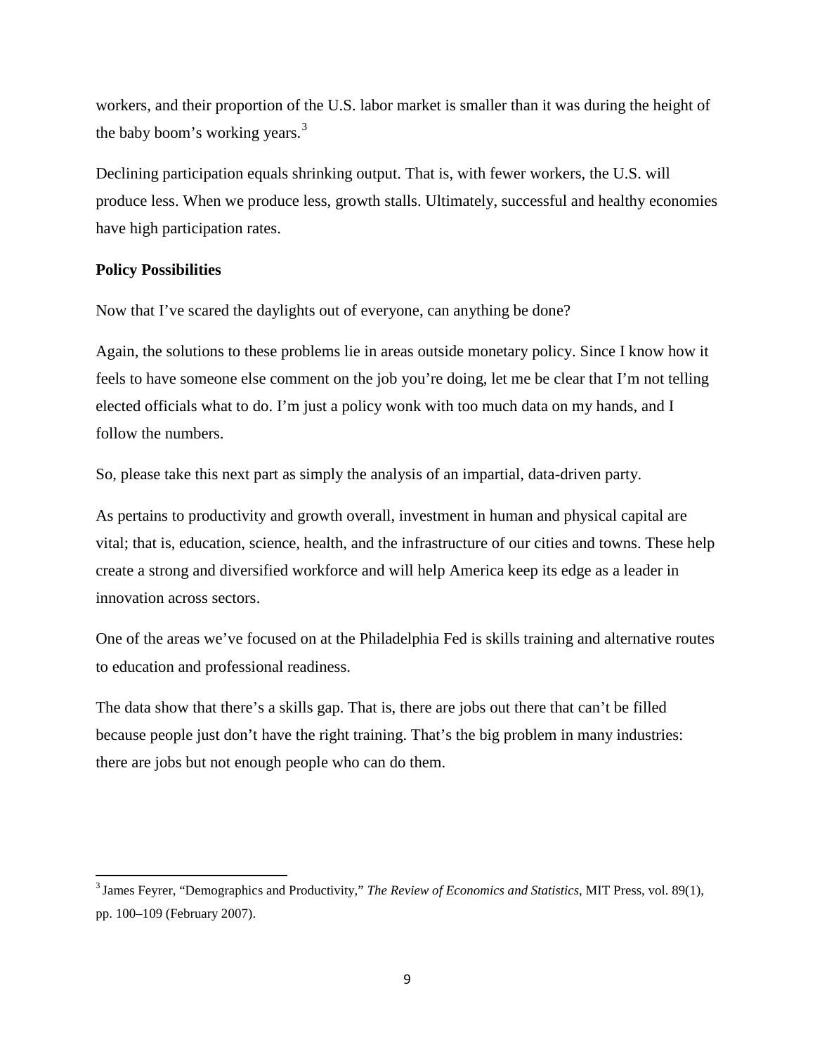workers, and their proportion of the U.S. labor market is smaller than it was during the height of the baby boom's working years.[3]

Declining participation equals shrinking output. That is, with fewer workers, the U.S. will produce less. When we produce less, growth stalls. Ultimately, successful and healthy economies have high participation rates.

**Policy Possibilities**

Now that I've scared the daylights out of everyone, can anything be done?

Again, the solutions to these problems lie in areas outside monetary policy. Since I know how it feels to have someone else comment on the job you're doing, let me be clear that I'm not telling elected officials what to do. I'm just a policy wonk with too much data on my hands, and I follow the numbers.

So, please take this next part as simply the analysis of an impartial, data-driven party.

As pertains to productivity and growth overall, investment in human and physical capital are vital; that is, education, science, health, and the infrastructure of our cities and towns. These help create a strong and diversified workforce and will help America keep its edge as a leader in innovation across sectors.

One of the areas we've focused on at the Philadelphia Fed is skills training and alternative routes to education and professional readiness.

The data show that there's a skills gap. That is, there are jobs out there that can't be filled because people just don't have the right training. That's the big problem in many industries: there are jobs but not enough people who can do them.

---

[3] James Feyrer, "Demographics and Productivity," *The Review of Economics and Statistics*, MIT Press, vol. 89(1), pp. 100–109 (February 2007).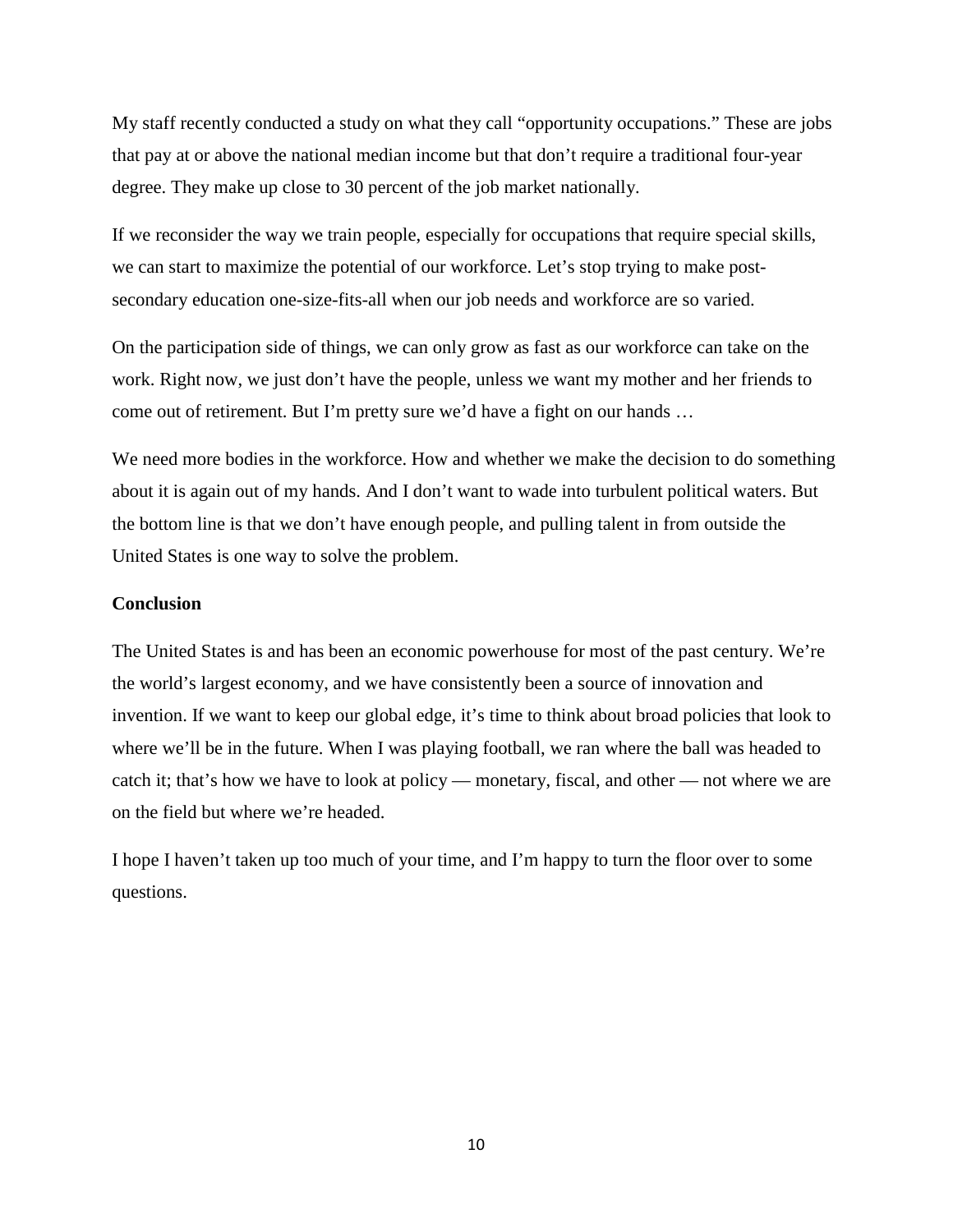My staff recently conducted a study on what they call "opportunity occupations." These are jobs that pay at or above the national median income but that don't require a traditional four-year degree. They make up close to 30 percent of the job market nationally.

If we reconsider the way we train people, especially for occupations that require special skills, we can start to maximize the potential of our workforce. Let's stop trying to make post-secondary education one-size-fits-all when our job needs and workforce are so varied.

On the participation side of things, we can only grow as fast as our workforce can take on the work. Right now, we just don't have the people, unless we want my mother and her friends to come out of retirement. But I'm pretty sure we'd have a fight on our hands …

We need more bodies in the workforce. How and whether we make the decision to do something about it is again out of my hands. And I don't want to wade into turbulent political waters. But the bottom line is that we don't have enough people, and pulling talent in from outside the United States is one way to solve the problem.

**Conclusion**

The United States is and has been an economic powerhouse for most of the past century. We're the world's largest economy, and we have consistently been a source of innovation and invention. If we want to keep our global edge, it's time to think about broad policies that look to where we'll be in the future. When I was playing football, we ran where the ball was headed to catch it; that's how we have to look at policy — monetary, fiscal, and other — not where we are on the field but where we're headed.

I hope I haven't taken up too much of your time, and I'm happy to turn the floor over to some questions.